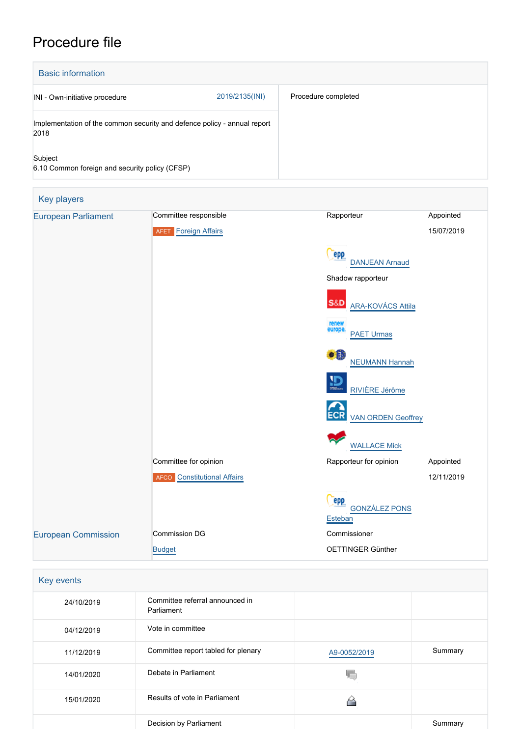# Procedure file

## Basic information

| | | |
|---|---|---|
| INI - Own-initiative procedure | 2019/2135(INI) | Procedure completed |
| Implementation of the common security and defence policy - annual report 2018 | | |
| Subject<br>6.10 Common foreign and security policy (CFSP) | | |

## Key players

| | | | |
|---|---|---|---|
| European Parliament | Committee responsible | Rapporteur | Appointed |
| | AFET Foreign Affairs | | 15/07/2019 |
| | | DANJEAN Arnaud | |
| | | Shadow rapporteur | |
| | | ARA-KOVÁCS Attila | |
| | | PAET Urmas | |
| | | NEUMANN Hannah | |
| | | RIVIÈRE Jérôme | |
| | | VAN ORDEN Geoffrey | |
| | | WALLACE Mick | |
| | Committee for opinion | Rapporteur for opinion | Appointed |
| | AFCO Constitutional Affairs | | 12/11/2019 |
| | | GONZÁLEZ PONS Esteban | |
| European Commission | Commission DG | Commissioner | |
| | Budget | OETTINGER Günther | |

## Key events

| | | | |
|---|---|---|---|
| 24/10/2019 | Committee referral announced in Parliament | | |
| 04/12/2019 | Vote in committee | | |
| 11/12/2019 | Committee report tabled for plenary | A9-0052/2019 | Summary |
| 14/01/2020 | Debate in Parliament | | |
| 15/01/2020 | Results of vote in Parliament | | |
| | Decision by Parliament | | Summary |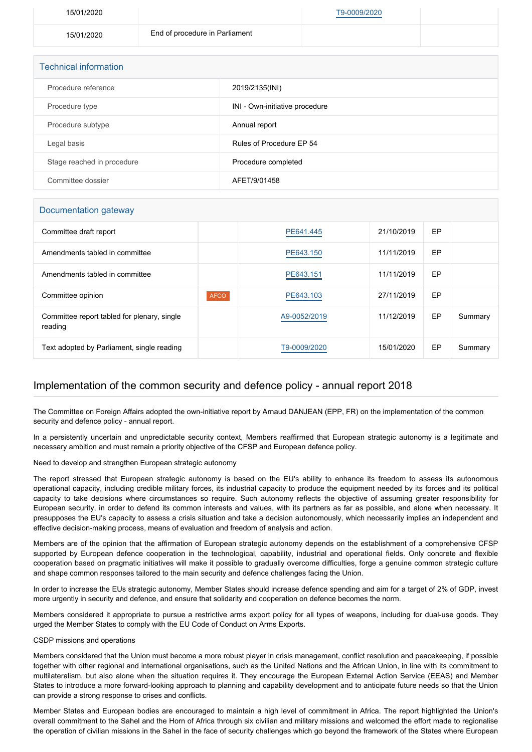| | | | |
|---|---|---|---|
| 15/01/2020 | | T9-0009/2020 | |
| 15/01/2020 | End of procedure in Parliament | | |

## Technical information

| | |
|---|---|
| Procedure reference | 2019/2135(INI) |
| Procedure type | INI - Own-initiative procedure |
| Procedure subtype | Annual report |
| Legal basis | Rules of Procedure EP 54 |
| Stage reached in procedure | Procedure completed |
| Committee dossier | AFET/9/01458 |

## Documentation gateway

| | | | | | |
|---|---|---|---|---|---|
| Committee draft report | | PE641.445 | 21/10/2019 | EP | |
| Amendments tabled in committee | | PE643.150 | 11/11/2019 | EP | |
| Amendments tabled in committee | | PE643.151 | 11/11/2019 | EP | |
| Committee opinion | AFCO | PE643.103 | 27/11/2019 | EP | |
| Committee report tabled for plenary, single reading | | A9-0052/2019 | 11/12/2019 | EP | Summary |
| Text adopted by Parliament, single reading | | T9-0009/2020 | 15/01/2020 | EP | Summary |

## Implementation of the common security and defence policy - annual report 2018

The Committee on Foreign Affairs adopted the own-initiative report by Arnaud DANJEAN (EPP, FR) on the implementation of the common security and defence policy - annual report.

In a persistently uncertain and unpredictable security context, Members reaffirmed that European strategic autonomy is a legitimate and necessary ambition and must remain a priority objective of the CFSP and European defence policy.

Need to develop and strengthen European strategic autonomy

The report stressed that European strategic autonomy is based on the EU's ability to enhance its freedom to assess its autonomous operational capacity, including credible military forces, its industrial capacity to produce the equipment needed by its forces and its political capacity to take decisions where circumstances so require. Such autonomy reflects the objective of assuming greater responsibility for European security, in order to defend its common interests and values, with its partners as far as possible, and alone when necessary. It presupposes the EU's capacity to assess a crisis situation and take a decision autonomously, which necessarily implies an independent and effective decision-making process, means of evaluation and freedom of analysis and action.

Members are of the opinion that the affirmation of European strategic autonomy depends on the establishment of a comprehensive CFSP supported by European defence cooperation in the technological, capability, industrial and operational fields. Only concrete and flexible cooperation based on pragmatic initiatives will make it possible to gradually overcome difficulties, forge a genuine common strategic culture and shape common responses tailored to the main security and defence challenges facing the Union.

In order to increase the EUs strategic autonomy, Member States should increase defence spending and aim for a target of 2% of GDP, invest more urgently in security and defence, and ensure that solidarity and cooperation on defence becomes the norm.

Members considered it appropriate to pursue a restrictive arms export policy for all types of weapons, including for dual-use goods. They urged the Member States to comply with the EU Code of Conduct on Arms Exports.

CSDP missions and operations

Members considered that the Union must become a more robust player in crisis management, conflict resolution and peacekeeping, if possible together with other regional and international organisations, such as the United Nations and the African Union, in line with its commitment to multilateralism, but also alone when the situation requires it. They encourage the European External Action Service (EEAS) and Member States to introduce a more forward-looking approach to planning and capability development and to anticipate future needs so that the Union can provide a strong response to crises and conflicts.

Member States and European bodies are encouraged to maintain a high level of commitment in Africa. The report highlighted the Union's overall commitment to the Sahel and the Horn of Africa through six civilian and military missions and welcomed the effort made to regionalise the operation of civilian missions in the Sahel in the face of security challenges which go beyond the framework of the States where European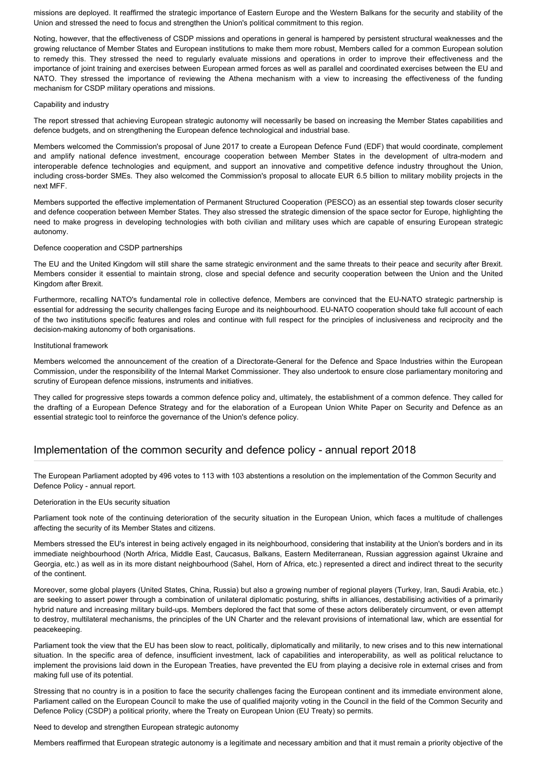missions are deployed. It reaffirmed the strategic importance of Eastern Europe and the Western Balkans for the security and stability of the Union and stressed the need to focus and strengthen the Union's political commitment to this region.

Noting, however, that the effectiveness of CSDP missions and operations in general is hampered by persistent structural weaknesses and the growing reluctance of Member States and European institutions to make them more robust, Members called for a common European solution to remedy this. They stressed the need to regularly evaluate missions and operations in order to improve their effectiveness and the importance of joint training and exercises between European armed forces as well as parallel and coordinated exercises between the EU and NATO. They stressed the importance of reviewing the Athena mechanism with a view to increasing the effectiveness of the funding mechanism for CSDP military operations and missions.

Capability and industry

The report stressed that achieving European strategic autonomy will necessarily be based on increasing the Member States capabilities and defence budgets, and on strengthening the European defence technological and industrial base.

Members welcomed the Commission's proposal of June 2017 to create a European Defence Fund (EDF) that would coordinate, complement and amplify national defence investment, encourage cooperation between Member States in the development of ultra-modern and interoperable defence technologies and equipment, and support an innovative and competitive defence industry throughout the Union, including cross-border SMEs. They also welcomed the Commission's proposal to allocate EUR 6.5 billion to military mobility projects in the next MFF.

Members supported the effective implementation of Permanent Structured Cooperation (PESCO) as an essential step towards closer security and defence cooperation between Member States. They also stressed the strategic dimension of the space sector for Europe, highlighting the need to make progress in developing technologies with both civilian and military uses which are capable of ensuring European strategic autonomy.

Defence cooperation and CSDP partnerships

The EU and the United Kingdom will still share the same strategic environment and the same threats to their peace and security after Brexit. Members consider it essential to maintain strong, close and special defence and security cooperation between the Union and the United Kingdom after Brexit.

Furthermore, recalling NATO's fundamental role in collective defence, Members are convinced that the EU-NATO strategic partnership is essential for addressing the security challenges facing Europe and its neighbourhood. EU-NATO cooperation should take full account of each of the two institutions specific features and roles and continue with full respect for the principles of inclusiveness and reciprocity and the decision-making autonomy of both organisations.

Institutional framework

Members welcomed the announcement of the creation of a Directorate-General for the Defence and Space Industries within the European Commission, under the responsibility of the Internal Market Commissioner. They also undertook to ensure close parliamentary monitoring and scrutiny of European defence missions, instruments and initiatives.

They called for progressive steps towards a common defence policy and, ultimately, the establishment of a common defence. They called for the drafting of a European Defence Strategy and for the elaboration of a European Union White Paper on Security and Defence as an essential strategic tool to reinforce the governance of the Union's defence policy.

## Implementation of the common security and defence policy - annual report 2018

The European Parliament adopted by 496 votes to 113 with 103 abstentions a resolution on the implementation of the Common Security and Defence Policy - annual report.

Deterioration in the EUs security situation

Parliament took note of the continuing deterioration of the security situation in the European Union, which faces a multitude of challenges affecting the security of its Member States and citizens.

Members stressed the EU's interest in being actively engaged in its neighbourhood, considering that instability at the Union's borders and in its immediate neighbourhood (North Africa, Middle East, Caucasus, Balkans, Eastern Mediterranean, Russian aggression against Ukraine and Georgia, etc.) as well as in its more distant neighbourhood (Sahel, Horn of Africa, etc.) represented a direct and indirect threat to the security of the continent.

Moreover, some global players (United States, China, Russia) but also a growing number of regional players (Turkey, Iran, Saudi Arabia, etc.) are seeking to assert power through a combination of unilateral diplomatic posturing, shifts in alliances, destabilising activities of a primarily hybrid nature and increasing military build-ups. Members deplored the fact that some of these actors deliberately circumvent, or even attempt to destroy, multilateral mechanisms, the principles of the UN Charter and the relevant provisions of international law, which are essential for peacekeeping.

Parliament took the view that the EU has been slow to react, politically, diplomatically and militarily, to new crises and to this new international situation. In the specific area of defence, insufficient investment, lack of capabilities and interoperability, as well as political reluctance to implement the provisions laid down in the European Treaties, have prevented the EU from playing a decisive role in external crises and from making full use of its potential.

Stressing that no country is in a position to face the security challenges facing the European continent and its immediate environment alone, Parliament called on the European Council to make the use of qualified majority voting in the Council in the field of the Common Security and Defence Policy (CSDP) a political priority, where the Treaty on European Union (EU Treaty) so permits.

Need to develop and strengthen European strategic autonomy

Members reaffirmed that European strategic autonomy is a legitimate and necessary ambition and that it must remain a priority objective of the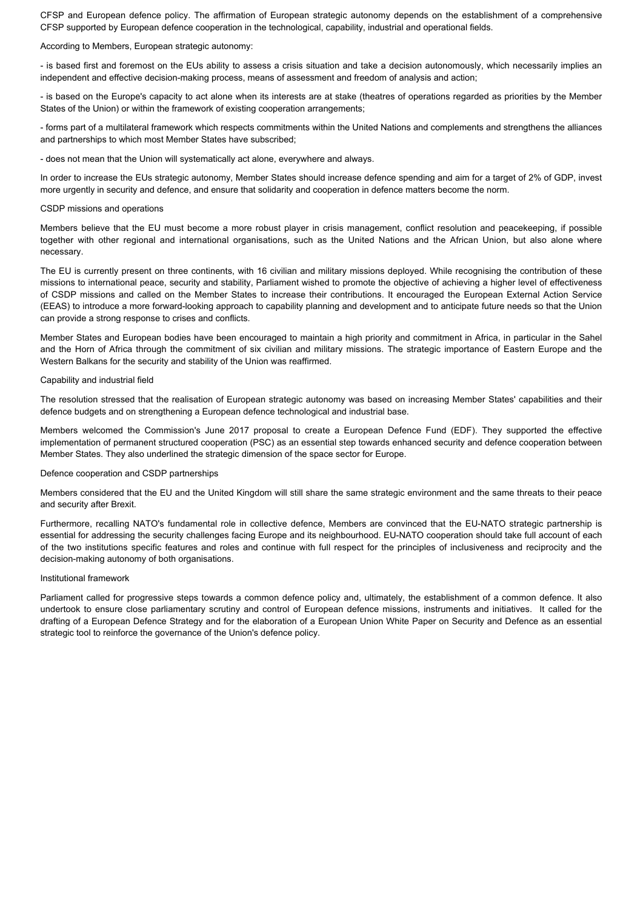CFSP and European defence policy. The affirmation of European strategic autonomy depends on the establishment of a comprehensive CFSP supported by European defence cooperation in the technological, capability, industrial and operational fields.

According to Members, European strategic autonomy:

- is based first and foremost on the EUs ability to assess a crisis situation and take a decision autonomously, which necessarily implies an independent and effective decision-making process, means of assessment and freedom of analysis and action;
- is based on the Europe's capacity to act alone when its interests are at stake (theatres of operations regarded as priorities by the Member States of the Union) or within the framework of existing cooperation arrangements;
- forms part of a multilateral framework which respects commitments within the United Nations and complements and strengthens the alliances and partnerships to which most Member States have subscribed;
- does not mean that the Union will systematically act alone, everywhere and always.

In order to increase the EUs strategic autonomy, Member States should increase defence spending and aim for a target of 2% of GDP, invest more urgently in security and defence, and ensure that solidarity and cooperation in defence matters become the norm.

CSDP missions and operations

Members believe that the EU must become a more robust player in crisis management, conflict resolution and peacekeeping, if possible together with other regional and international organisations, such as the United Nations and the African Union, but also alone where necessary.

The EU is currently present on three continents, with 16 civilian and military missions deployed. While recognising the contribution of these missions to international peace, security and stability, Parliament wished to promote the objective of achieving a higher level of effectiveness of CSDP missions and called on the Member States to increase their contributions. It encouraged the European External Action Service (EEAS) to introduce a more forward-looking approach to capability planning and development and to anticipate future needs so that the Union can provide a strong response to crises and conflicts.

Member States and European bodies have been encouraged to maintain a high priority and commitment in Africa, in particular in the Sahel and the Horn of Africa through the commitment of six civilian and military missions. The strategic importance of Eastern Europe and the Western Balkans for the security and stability of the Union was reaffirmed.

Capability and industrial field

The resolution stressed that the realisation of European strategic autonomy was based on increasing Member States' capabilities and their defence budgets and on strengthening a European defence technological and industrial base.

Members welcomed the Commission's June 2017 proposal to create a European Defence Fund (EDF). They supported the effective implementation of permanent structured cooperation (PSC) as an essential step towards enhanced security and defence cooperation between Member States. They also underlined the strategic dimension of the space sector for Europe.

Defence cooperation and CSDP partnerships

Members considered that the EU and the United Kingdom will still share the same strategic environment and the same threats to their peace and security after Brexit.

Furthermore, recalling NATO's fundamental role in collective defence, Members are convinced that the EU-NATO strategic partnership is essential for addressing the security challenges facing Europe and its neighbourhood. EU-NATO cooperation should take full account of each of the two institutions specific features and roles and continue with full respect for the principles of inclusiveness and reciprocity and the decision-making autonomy of both organisations.

Institutional framework

Parliament called for progressive steps towards a common defence policy and, ultimately, the establishment of a common defence. It also undertook to ensure close parliamentary scrutiny and control of European defence missions, instruments and initiatives. It called for the drafting of a European Defence Strategy and for the elaboration of a European Union White Paper on Security and Defence as an essential strategic tool to reinforce the governance of the Union's defence policy.